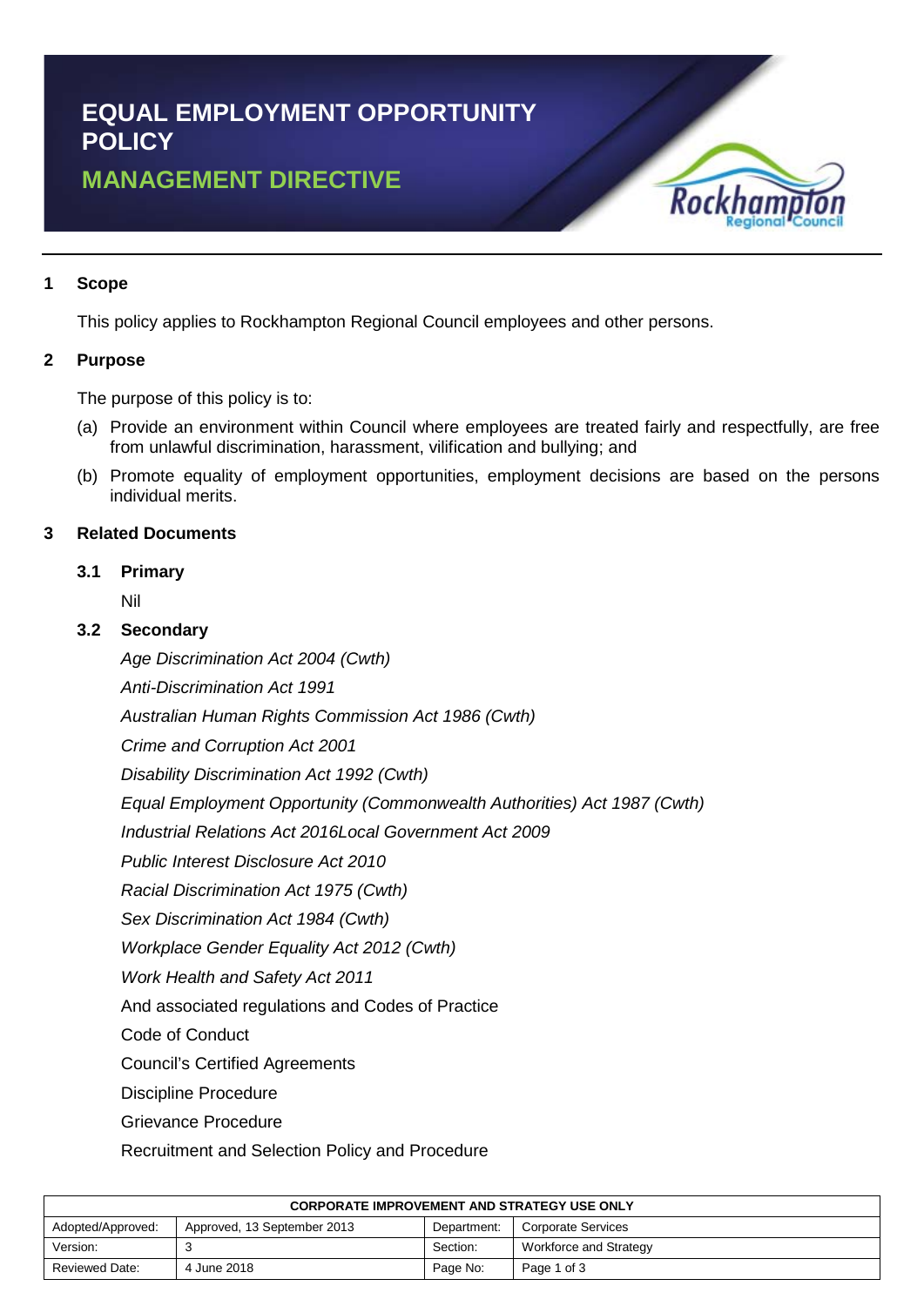# EQUAL EMPLOYMENT OPPORTUNITY POLICY

## MANAGEMENT DIRECTIVE

## 1 Scope

This policy applies to Rockhampton Regional Council employees and other persons.

## 2 Purpose

The purpose of this policy is to:

(a) Provide an environment within Council where employees are treated fairly and respectfully, are free from unlawful discrimination, harassment, vilification and bullying; and

(b) Promote equality of employment opportunities, employment decisions are based on the persons individual merits.

## 3 Related Documents

### 3.1 Primary

Nil

### 3.2 Secondary

*Age Discrimination Act 2004 (Cwth)*

*Anti-Discrimination Act 1991*

*Australian Human Rights Commission Act 1986 (Cwth)*

*Crime and Corruption Act 2001*

*Disability Discrimination Act 1992 (Cwth)*

*Equal Employment Opportunity (Commonwealth Authorities) Act 1987 (Cwth)*

*Industrial Relations Act 2016Local Government Act 2009*

*Public Interest Disclosure Act 2010*

*Racial Discrimination Act 1975 (Cwth)*

*Sex Discrimination Act 1984 (Cwth)*

*Workplace Gender Equality Act 2012 (Cwth)*

*Work Health and Safety Act 2011*

And associated regulations and Codes of Practice

Code of Conduct

Council's Certified Agreements

Discipline Procedure

Grievance Procedure

Recruitment and Selection Policy and Procedure

| CORPORATE IMPROVEMENT AND STRATEGY USE ONLY | | | |
|---|---|---|---|
| Adopted/Approved: | Approved, 13 September 2013 | Department: | Corporate Services |
| Version: | 3 | Section: | Workforce and Strategy |
| Reviewed Date: | 4 June 2018 | Page No: | Page 1 of 3 |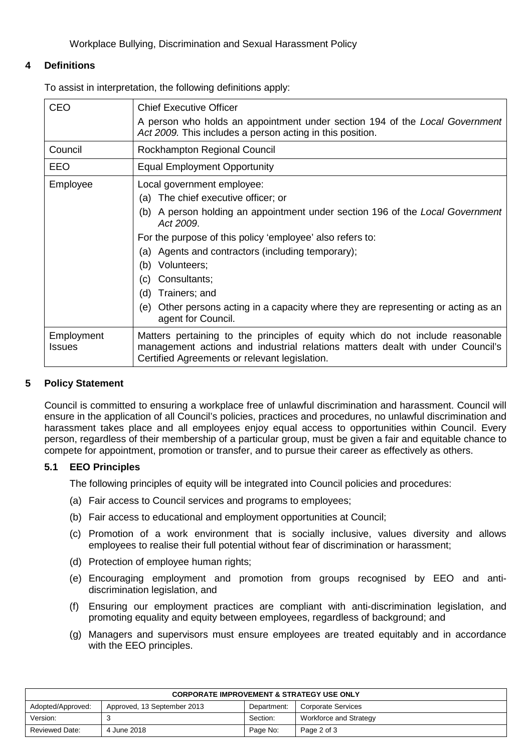## 4 Definitions

To assist in interpretation, the following definitions apply:

| | |
|---|---|
| CEO | Chief Executive Officer<br>A person who holds an appointment under section 194 of the *Local Government Act 2009.* This includes a person acting in this position. |
| Council | Rockhampton Regional Council |
| EEO | Equal Employment Opportunity |
| Employee | Local government employee:<br>(a) The chief executive officer; or<br>(b) A person holding an appointment under section 196 of the *Local Government Act 2009*.<br>For the purpose of this policy 'employee' also refers to:<br>(a) Agents and contractors (including temporary);<br>(b) Volunteers;<br>(c) Consultants;<br>(d) Trainers; and<br>(e) Other persons acting in a capacity where they are representing or acting as an agent for Council. |
| Employment Issues | Matters pertaining to the principles of equity which do not include reasonable management actions and industrial relations matters dealt with under Council's Certified Agreements or relevant legislation. |

## 5 Policy Statement

Council is committed to ensuring a workplace free of unlawful discrimination and harassment. Council will ensure in the application of all Council's policies, practices and procedures, no unlawful discrimination and harassment takes place and all employees enjoy equal access to opportunities within Council. Every person, regardless of their membership of a particular group, must be given a fair and equitable chance to compete for appointment, promotion or transfer, and to pursue their career as effectively as others.

### 5.1 EEO Principles

The following principles of equity will be integrated into Council policies and procedures:

(a) Fair access to Council services and programs to employees;

(b) Fair access to educational and employment opportunities at Council;

(c) Promotion of a work environment that is socially inclusive, values diversity and allows employees to realise their full potential without fear of discrimination or harassment;

(d) Protection of employee human rights;

(e) Encouraging employment and promotion from groups recognised by EEO and anti-discrimination legislation, and

(f) Ensuring our employment practices are compliant with anti-discrimination legislation, and promoting equality and equity between employees, regardless of background; and

(g) Managers and supervisors must ensure employees are treated equitably and in accordance with the EEO principles.

| CORPORATE IMPROVEMENT & STRATEGY USE ONLY | | | |
|---|---|---|---|
| Adopted/Approved: | Approved, 13 September 2013 | Department: | Corporate Services |
| Version: | 3 | Section: | Workforce and Strategy |
| Reviewed Date: | 4 June 2018 | Page No: | Page 2 of 3 |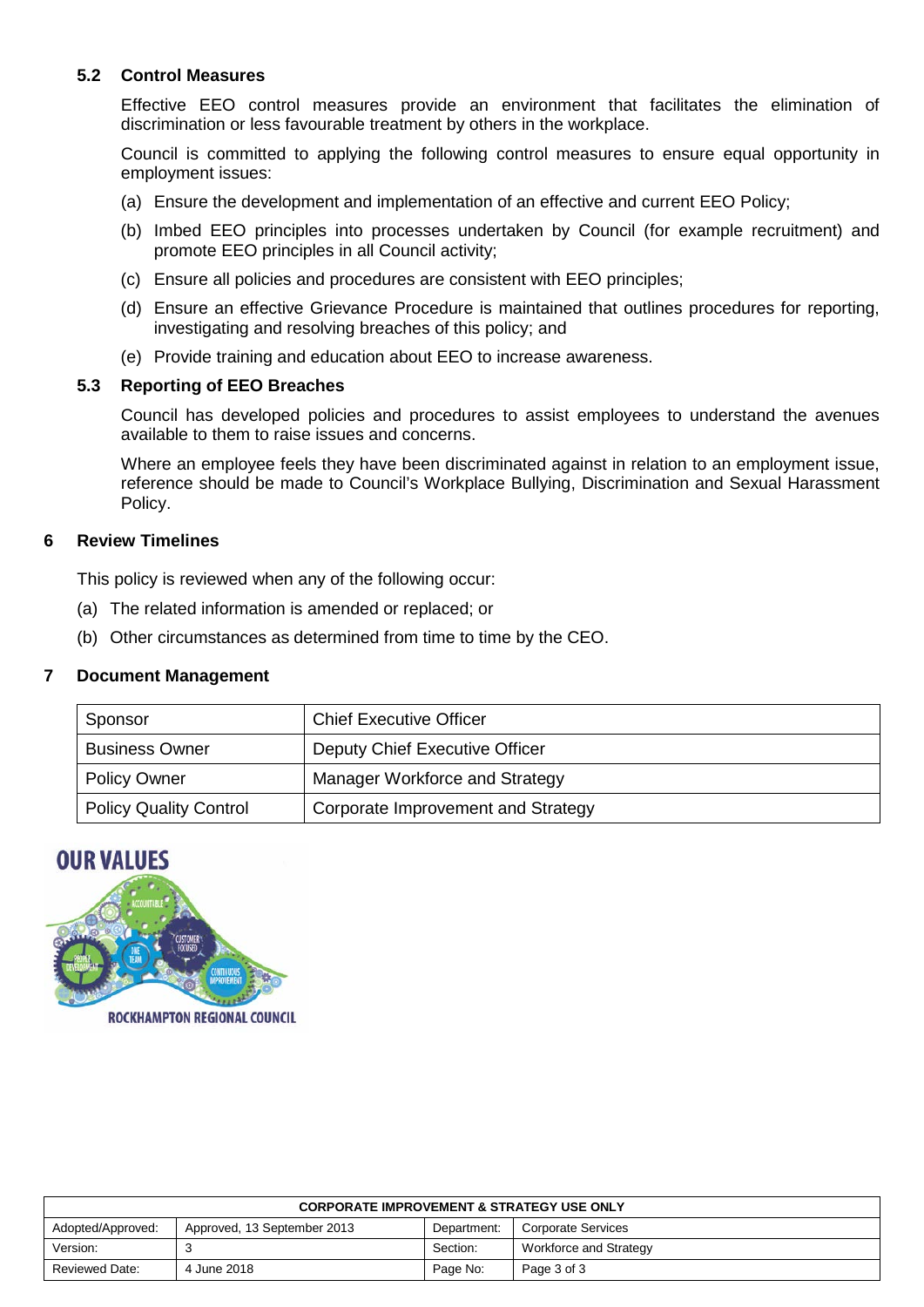### 5.2 Control Measures

Effective EEO control measures provide an environment that facilitates the elimination of discrimination or less favourable treatment by others in the workplace.

Council is committed to applying the following control measures to ensure equal opportunity in employment issues:

(a) Ensure the development and implementation of an effective and current EEO Policy;

(b) Imbed EEO principles into processes undertaken by Council (for example recruitment) and promote EEO principles in all Council activity;

(c) Ensure all policies and procedures are consistent with EEO principles;

(d) Ensure an effective Grievance Procedure is maintained that outlines procedures for reporting, investigating and resolving breaches of this policy; and

(e) Provide training and education about EEO to increase awareness.

### 5.3 Reporting of EEO Breaches

Council has developed policies and procedures to assist employees to understand the avenues available to them to raise issues and concerns.

Where an employee feels they have been discriminated against in relation to an employment issue, reference should be made to Council's Workplace Bullying, Discrimination and Sexual Harassment Policy.

## 6 Review Timelines

This policy is reviewed when any of the following occur:

(a) The related information is amended or replaced; or

(b) Other circumstances as determined from time to time by the CEO.

## 7 Document Management

| | |
|---|---|
| Sponsor | Chief Executive Officer |
| Business Owner | Deputy Chief Executive Officer |
| Policy Owner | Manager Workforce and Strategy |
| Policy Quality Control | Corporate Improvement and Strategy |

OUR VALUES

ROCKHAMPTON REGIONAL COUNCIL

| CORPORATE IMPROVEMENT & STRATEGY USE ONLY | | | |
|---|---|---|---|
| Adopted/Approved: | Approved, 13 September 2013 | Department: | Corporate Services |
| Version: | 3 | Section: | Workforce and Strategy |
| Reviewed Date: | 4 June 2018 | Page No: | Page 3 of 3 |